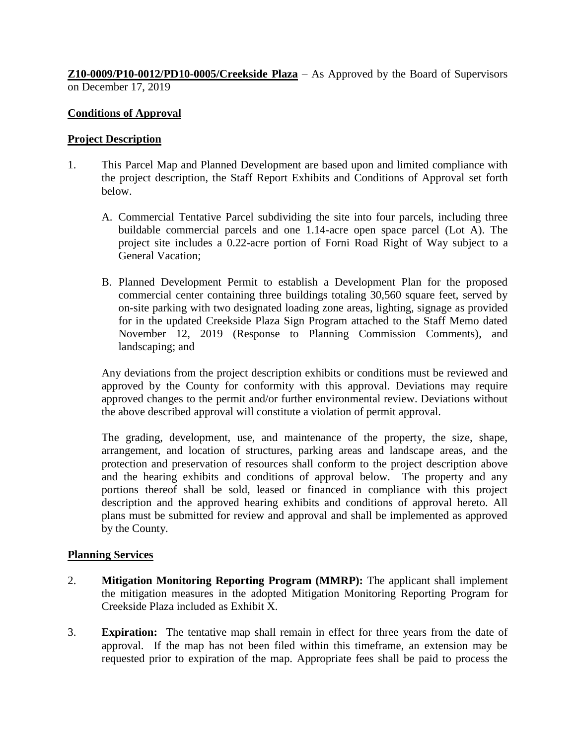**Z10-0009/P10-0012/PD10-0005/Creekside Plaza** – As Approved by the Board of Supervisors on December 17, 2019

**Conditions of Approval**

**Project Description**

1. This Parcel Map and Planned Development are based upon and limited compliance with the project description, the Staff Report Exhibits and Conditions of Approval set forth below.

   A. Commercial Tentative Parcel subdividing the site into four parcels, including three buildable commercial parcels and one 1.14-acre open space parcel (Lot A). The project site includes a 0.22-acre portion of Forni Road Right of Way subject to a General Vacation;

   B. Planned Development Permit to establish a Development Plan for the proposed commercial center containing three buildings totaling 30,560 square feet, served by on-site parking with two designated loading zone areas, lighting, signage as provided for in the updated Creekside Plaza Sign Program attached to the Staff Memo dated November 12, 2019 (Response to Planning Commission Comments), and landscaping; and

   Any deviations from the project description exhibits or conditions must be reviewed and approved by the County for conformity with this approval. Deviations may require approved changes to the permit and/or further environmental review. Deviations without the above described approval will constitute a violation of permit approval.

   The grading, development, use, and maintenance of the property, the size, shape, arrangement, and location of structures, parking areas and landscape areas, and the protection and preservation of resources shall conform to the project description above and the hearing exhibits and conditions of approval below. The property and any portions thereof shall be sold, leased or financed in compliance with this project description and the approved hearing exhibits and conditions of approval hereto. All plans must be submitted for review and approval and shall be implemented as approved by the County.

**Planning Services**

2. **Mitigation Monitoring Reporting Program (MMRP):** The applicant shall implement the mitigation measures in the adopted Mitigation Monitoring Reporting Program for Creekside Plaza included as Exhibit X.

3. **Expiration:** The tentative map shall remain in effect for three years from the date of approval. If the map has not been filed within this timeframe, an extension may be requested prior to expiration of the map. Appropriate fees shall be paid to process the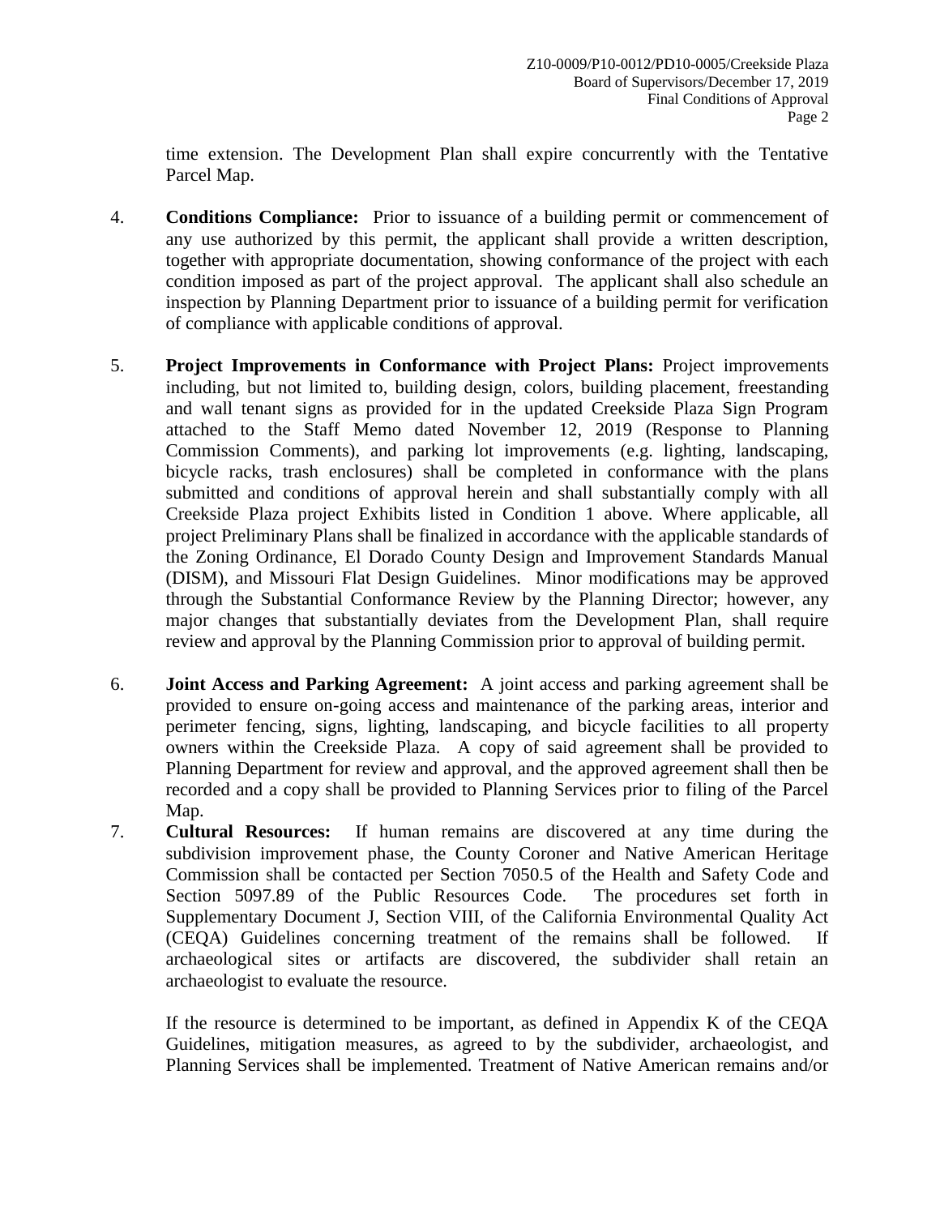time extension. The Development Plan shall expire concurrently with the Tentative Parcel Map.

4. **Conditions Compliance:** Prior to issuance of a building permit or commencement of any use authorized by this permit, the applicant shall provide a written description, together with appropriate documentation, showing conformance of the project with each condition imposed as part of the project approval. The applicant shall also schedule an inspection by Planning Department prior to issuance of a building permit for verification of compliance with applicable conditions of approval.

5. **Project Improvements in Conformance with Project Plans:** Project improvements including, but not limited to, building design, colors, building placement, freestanding and wall tenant signs as provided for in the updated Creekside Plaza Sign Program attached to the Staff Memo dated November 12, 2019 (Response to Planning Commission Comments), and parking lot improvements (e.g. lighting, landscaping, bicycle racks, trash enclosures) shall be completed in conformance with the plans submitted and conditions of approval herein and shall substantially comply with all Creekside Plaza project Exhibits listed in Condition 1 above. Where applicable, all project Preliminary Plans shall be finalized in accordance with the applicable standards of the Zoning Ordinance, El Dorado County Design and Improvement Standards Manual (DISM), and Missouri Flat Design Guidelines. Minor modifications may be approved through the Substantial Conformance Review by the Planning Director; however, any major changes that substantially deviates from the Development Plan, shall require review and approval by the Planning Commission prior to approval of building permit.

6. **Joint Access and Parking Agreement:** A joint access and parking agreement shall be provided to ensure on-going access and maintenance of the parking areas, interior and perimeter fencing, signs, lighting, landscaping, and bicycle facilities to all property owners within the Creekside Plaza. A copy of said agreement shall be provided to Planning Department for review and approval, and the approved agreement shall then be recorded and a copy shall be provided to Planning Services prior to filing of the Parcel Map.

7. **Cultural Resources:** If human remains are discovered at any time during the subdivision improvement phase, the County Coroner and Native American Heritage Commission shall be contacted per Section 7050.5 of the Health and Safety Code and Section 5097.89 of the Public Resources Code. The procedures set forth in Supplementary Document J, Section VIII, of the California Environmental Quality Act (CEQA) Guidelines concerning treatment of the remains shall be followed. If archaeological sites or artifacts are discovered, the subdivider shall retain an archaeologist to evaluate the resource.

   If the resource is determined to be important, as defined in Appendix K of the CEQA Guidelines, mitigation measures, as agreed to by the subdivider, archaeologist, and Planning Services shall be implemented. Treatment of Native American remains and/or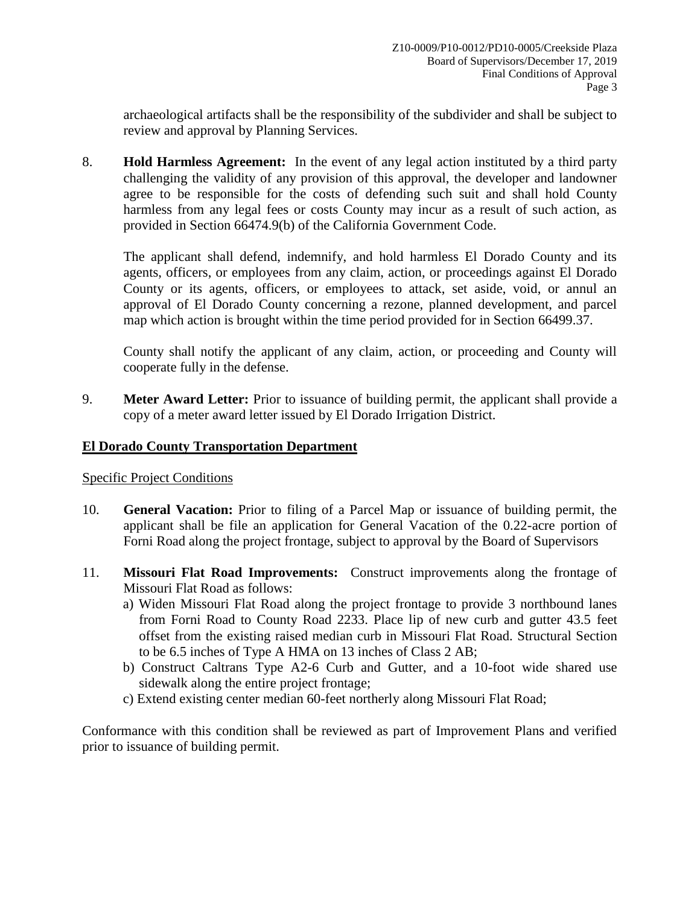archaeological artifacts shall be the responsibility of the subdivider and shall be subject to review and approval by Planning Services.

8. **Hold Harmless Agreement:** In the event of any legal action instituted by a third party challenging the validity of any provision of this approval, the developer and landowner agree to be responsible for the costs of defending such suit and shall hold County harmless from any legal fees or costs County may incur as a result of such action, as provided in Section 66474.9(b) of the California Government Code.

   The applicant shall defend, indemnify, and hold harmless El Dorado County and its agents, officers, or employees from any claim, action, or proceedings against El Dorado County or its agents, officers, or employees to attack, set aside, void, or annul an approval of El Dorado County concerning a rezone, planned development, and parcel map which action is brought within the time period provided for in Section 66499.37.

   County shall notify the applicant of any claim, action, or proceeding and County will cooperate fully in the defense.

9. **Meter Award Letter:** Prior to issuance of building permit, the applicant shall provide a copy of a meter award letter issued by El Dorado Irrigation District.

## El Dorado County Transportation Department

Specific Project Conditions

10. **General Vacation:** Prior to filing of a Parcel Map or issuance of building permit, the applicant shall be file an application for General Vacation of the 0.22-acre portion of Forni Road along the project frontage, subject to approval by the Board of Supervisors

11. **Missouri Flat Road Improvements:** Construct improvements along the frontage of Missouri Flat Road as follows:
    a) Widen Missouri Flat Road along the project frontage to provide 3 northbound lanes from Forni Road to County Road 2233. Place lip of new curb and gutter 43.5 feet offset from the existing raised median curb in Missouri Flat Road. Structural Section to be 6.5 inches of Type A HMA on 13 inches of Class 2 AB;
    b) Construct Caltrans Type A2-6 Curb and Gutter, and a 10-foot wide shared use sidewalk along the entire project frontage;
    c) Extend existing center median 60-feet northerly along Missouri Flat Road;

Conformance with this condition shall be reviewed as part of Improvement Plans and verified prior to issuance of building permit.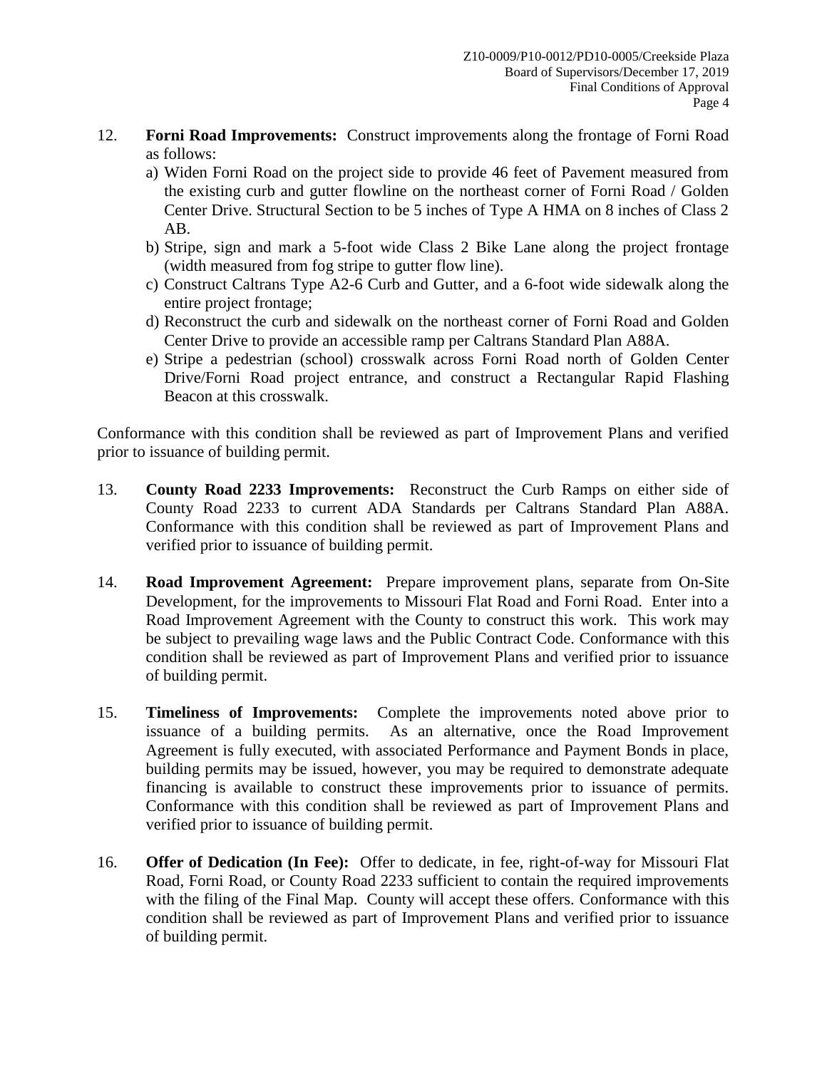12. **Forni Road Improvements:** Construct improvements along the frontage of Forni Road as follows:
    a) Widen Forni Road on the project side to provide 46 feet of Pavement measured from the existing curb and gutter flowline on the northeast corner of Forni Road / Golden Center Drive. Structural Section to be 5 inches of Type A HMA on 8 inches of Class 2 AB.
    b) Stripe, sign and mark a 5-foot wide Class 2 Bike Lane along the project frontage (width measured from fog stripe to gutter flow line).
    c) Construct Caltrans Type A2-6 Curb and Gutter, and a 6-foot wide sidewalk along the entire project frontage;
    d) Reconstruct the curb and sidewalk on the northeast corner of Forni Road and Golden Center Drive to provide an accessible ramp per Caltrans Standard Plan A88A.
    e) Stripe a pedestrian (school) crosswalk across Forni Road north of Golden Center Drive/Forni Road project entrance, and construct a Rectangular Rapid Flashing Beacon at this crosswalk.

Conformance with this condition shall be reviewed as part of Improvement Plans and verified prior to issuance of building permit.

13. **County Road 2233 Improvements:** Reconstruct the Curb Ramps on either side of County Road 2233 to current ADA Standards per Caltrans Standard Plan A88A. Conformance with this condition shall be reviewed as part of Improvement Plans and verified prior to issuance of building permit.

14. **Road Improvement Agreement:** Prepare improvement plans, separate from On-Site Development, for the improvements to Missouri Flat Road and Forni Road. Enter into a Road Improvement Agreement with the County to construct this work. This work may be subject to prevailing wage laws and the Public Contract Code. Conformance with this condition shall be reviewed as part of Improvement Plans and verified prior to issuance of building permit.

15. **Timeliness of Improvements:** Complete the improvements noted above prior to issuance of a building permits. As an alternative, once the Road Improvement Agreement is fully executed, with associated Performance and Payment Bonds in place, building permits may be issued, however, you may be required to demonstrate adequate financing is available to construct these improvements prior to issuance of permits. Conformance with this condition shall be reviewed as part of Improvement Plans and verified prior to issuance of building permit.

16. **Offer of Dedication (In Fee):** Offer to dedicate, in fee, right-of-way for Missouri Flat Road, Forni Road, or County Road 2233 sufficient to contain the required improvements with the filing of the Final Map. County will accept these offers. Conformance with this condition shall be reviewed as part of Improvement Plans and verified prior to issuance of building permit.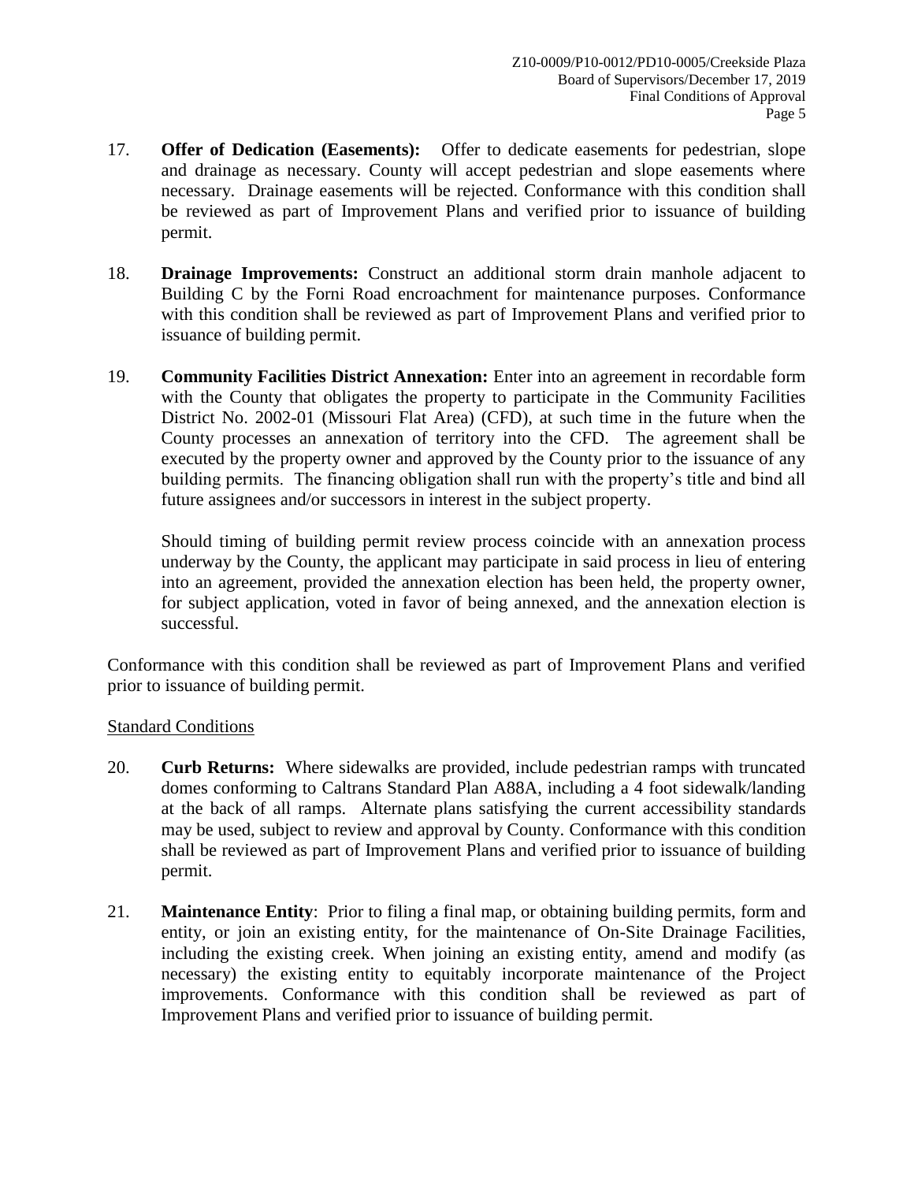17. **Offer of Dedication (Easements):** Offer to dedicate easements for pedestrian, slope and drainage as necessary. County will accept pedestrian and slope easements where necessary. Drainage easements will be rejected. Conformance with this condition shall be reviewed as part of Improvement Plans and verified prior to issuance of building permit.

18. **Drainage Improvements:** Construct an additional storm drain manhole adjacent to Building C by the Forni Road encroachment for maintenance purposes. Conformance with this condition shall be reviewed as part of Improvement Plans and verified prior to issuance of building permit.

19. **Community Facilities District Annexation:** Enter into an agreement in recordable form with the County that obligates the property to participate in the Community Facilities District No. 2002-01 (Missouri Flat Area) (CFD), at such time in the future when the County processes an annexation of territory into the CFD. The agreement shall be executed by the property owner and approved by the County prior to the issuance of any building permits. The financing obligation shall run with the property's title and bind all future assignees and/or successors in interest in the subject property.

    Should timing of building permit review process coincide with an annexation process underway by the County, the applicant may participate in said process in lieu of entering into an agreement, provided the annexation election has been held, the property owner, for subject application, voted in favor of being annexed, and the annexation election is successful.

Conformance with this condition shall be reviewed as part of Improvement Plans and verified prior to issuance of building permit.

<u>Standard Conditions</u>

20. **Curb Returns:** Where sidewalks are provided, include pedestrian ramps with truncated domes conforming to Caltrans Standard Plan A88A, including a 4 foot sidewalk/landing at the back of all ramps. Alternate plans satisfying the current accessibility standards may be used, subject to review and approval by County. Conformance with this condition shall be reviewed as part of Improvement Plans and verified prior to issuance of building permit.

21. **Maintenance Entity**: Prior to filing a final map, or obtaining building permits, form and entity, or join an existing entity, for the maintenance of On-Site Drainage Facilities, including the existing creek. When joining an existing entity, amend and modify (as necessary) the existing entity to equitably incorporate maintenance of the Project improvements. Conformance with this condition shall be reviewed as part of Improvement Plans and verified prior to issuance of building permit.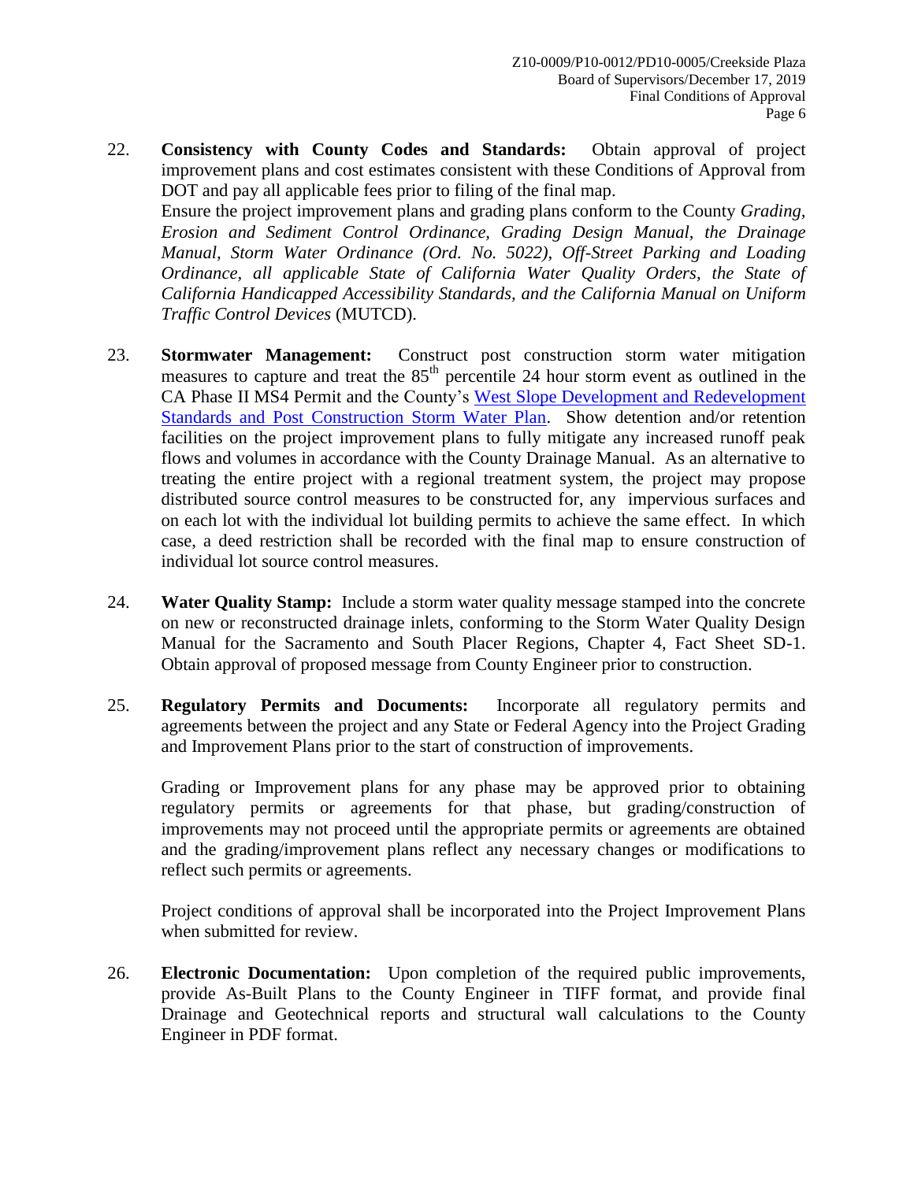22. **Consistency with County Codes and Standards:** Obtain approval of project improvement plans and cost estimates consistent with these Conditions of Approval from DOT and pay all applicable fees prior to filing of the final map.
    Ensure the project improvement plans and grading plans conform to the County *Grading, Erosion and Sediment Control Ordinance, Grading Design Manual, the Drainage Manual, Storm Water Ordinance (Ord. No. 5022), Off-Street Parking and Loading Ordinance, all applicable State of California Water Quality Orders, the State of California Handicapped Accessibility Standards, and the California Manual on Uniform Traffic Control Devices* (MUTCD).

23. **Stormwater Management:** Construct post construction storm water mitigation measures to capture and treat the 85th percentile 24 hour storm event as outlined in the CA Phase II MS4 Permit and the County's West Slope Development and Redevelopment Standards and Post Construction Storm Water Plan. Show detention and/or retention facilities on the project improvement plans to fully mitigate any increased runoff peak flows and volumes in accordance with the County Drainage Manual. As an alternative to treating the entire project with a regional treatment system, the project may propose distributed source control measures to be constructed for, any impervious surfaces and on each lot with the individual lot building permits to achieve the same effect. In which case, a deed restriction shall be recorded with the final map to ensure construction of individual lot source control measures.

24. **Water Quality Stamp:** Include a storm water quality message stamped into the concrete on new or reconstructed drainage inlets, conforming to the Storm Water Quality Design Manual for the Sacramento and South Placer Regions, Chapter 4, Fact Sheet SD-1. Obtain approval of proposed message from County Engineer prior to construction.

25. **Regulatory Permits and Documents:** Incorporate all regulatory permits and agreements between the project and any State or Federal Agency into the Project Grading and Improvement Plans prior to the start of construction of improvements.

    Grading or Improvement plans for any phase may be approved prior to obtaining regulatory permits or agreements for that phase, but grading/construction of improvements may not proceed until the appropriate permits or agreements are obtained and the grading/improvement plans reflect any necessary changes or modifications to reflect such permits or agreements.

    Project conditions of approval shall be incorporated into the Project Improvement Plans when submitted for review.

26. **Electronic Documentation:** Upon completion of the required public improvements, provide As-Built Plans to the County Engineer in TIFF format, and provide final Drainage and Geotechnical reports and structural wall calculations to the County Engineer in PDF format.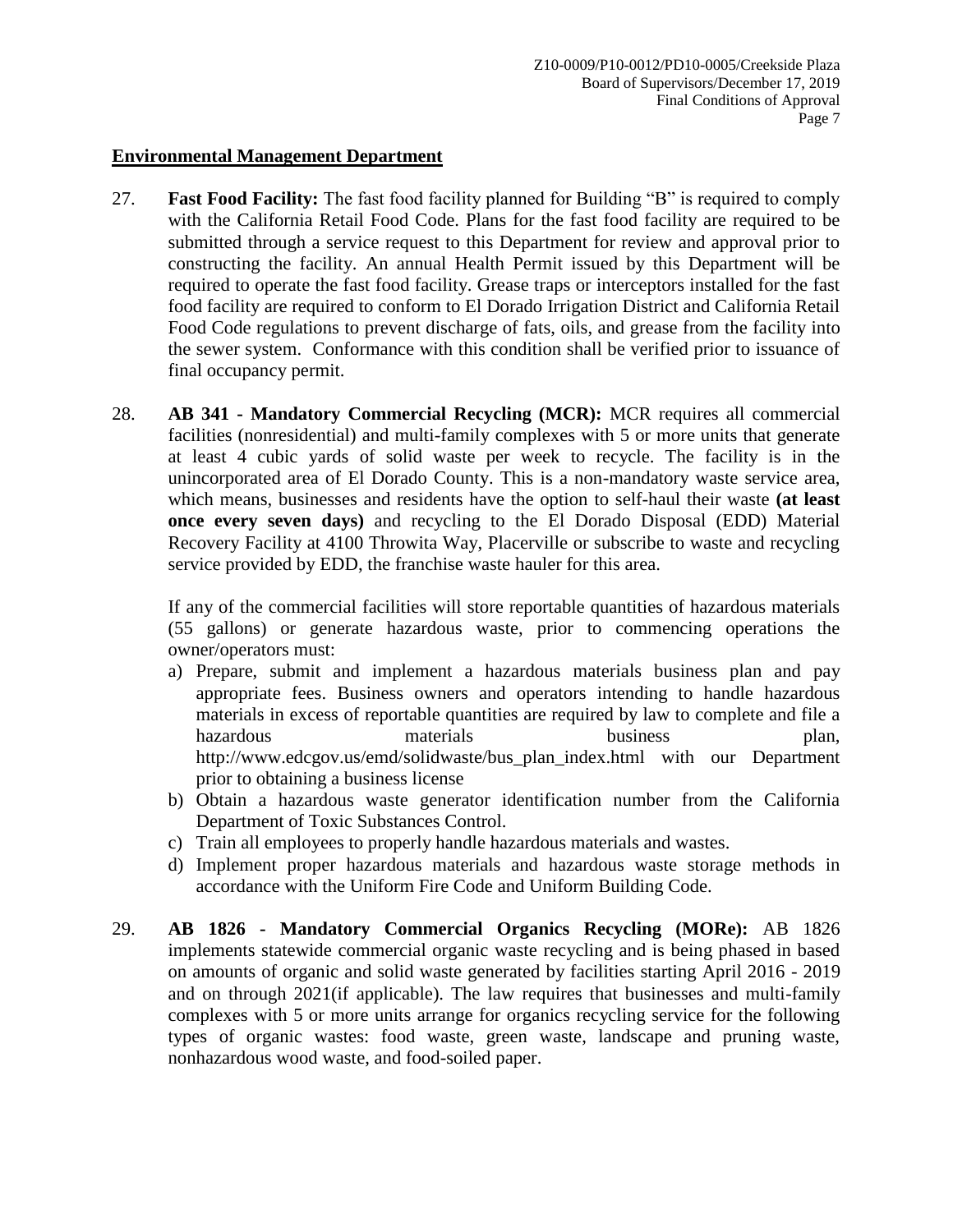## Environmental Management Department

27. **Fast Food Facility:** The fast food facility planned for Building "B" is required to comply with the California Retail Food Code. Plans for the fast food facility are required to be submitted through a service request to this Department for review and approval prior to constructing the facility. An annual Health Permit issued by this Department will be required to operate the fast food facility. Grease traps or interceptors installed for the fast food facility are required to conform to El Dorado Irrigation District and California Retail Food Code regulations to prevent discharge of fats, oils, and grease from the facility into the sewer system. Conformance with this condition shall be verified prior to issuance of final occupancy permit.

28. **AB 341 - Mandatory Commercial Recycling (MCR):** MCR requires all commercial facilities (nonresidential) and multi-family complexes with 5 or more units that generate at least 4 cubic yards of solid waste per week to recycle. The facility is in the unincorporated area of El Dorado County. This is a non-mandatory waste service area, which means, businesses and residents have the option to self-haul their waste **(at least once every seven days)** and recycling to the El Dorado Disposal (EDD) Material Recovery Facility at 4100 Throwita Way, Placerville or subscribe to waste and recycling service provided by EDD, the franchise waste hauler for this area.

    If any of the commercial facilities will store reportable quantities of hazardous materials (55 gallons) or generate hazardous waste, prior to commencing operations the owner/operators must:

    a) Prepare, submit and implement a hazardous materials business plan and pay appropriate fees. Business owners and operators intending to handle hazardous materials in excess of reportable quantities are required by law to complete and file a hazardous materials business plan, http://www.edcgov.us/emd/solidwaste/bus_plan_index.html with our Department prior to obtaining a business license
    b) Obtain a hazardous waste generator identification number from the California Department of Toxic Substances Control.
    c) Train all employees to properly handle hazardous materials and wastes.
    d) Implement proper hazardous materials and hazardous waste storage methods in accordance with the Uniform Fire Code and Uniform Building Code.

29. **AB 1826 - Mandatory Commercial Organics Recycling (MORe):** AB 1826 implements statewide commercial organic waste recycling and is being phased in based on amounts of organic and solid waste generated by facilities starting April 2016 - 2019 and on through 2021(if applicable). The law requires that businesses and multi-family complexes with 5 or more units arrange for organics recycling service for the following types of organic wastes: food waste, green waste, landscape and pruning waste, nonhazardous wood waste, and food-soiled paper.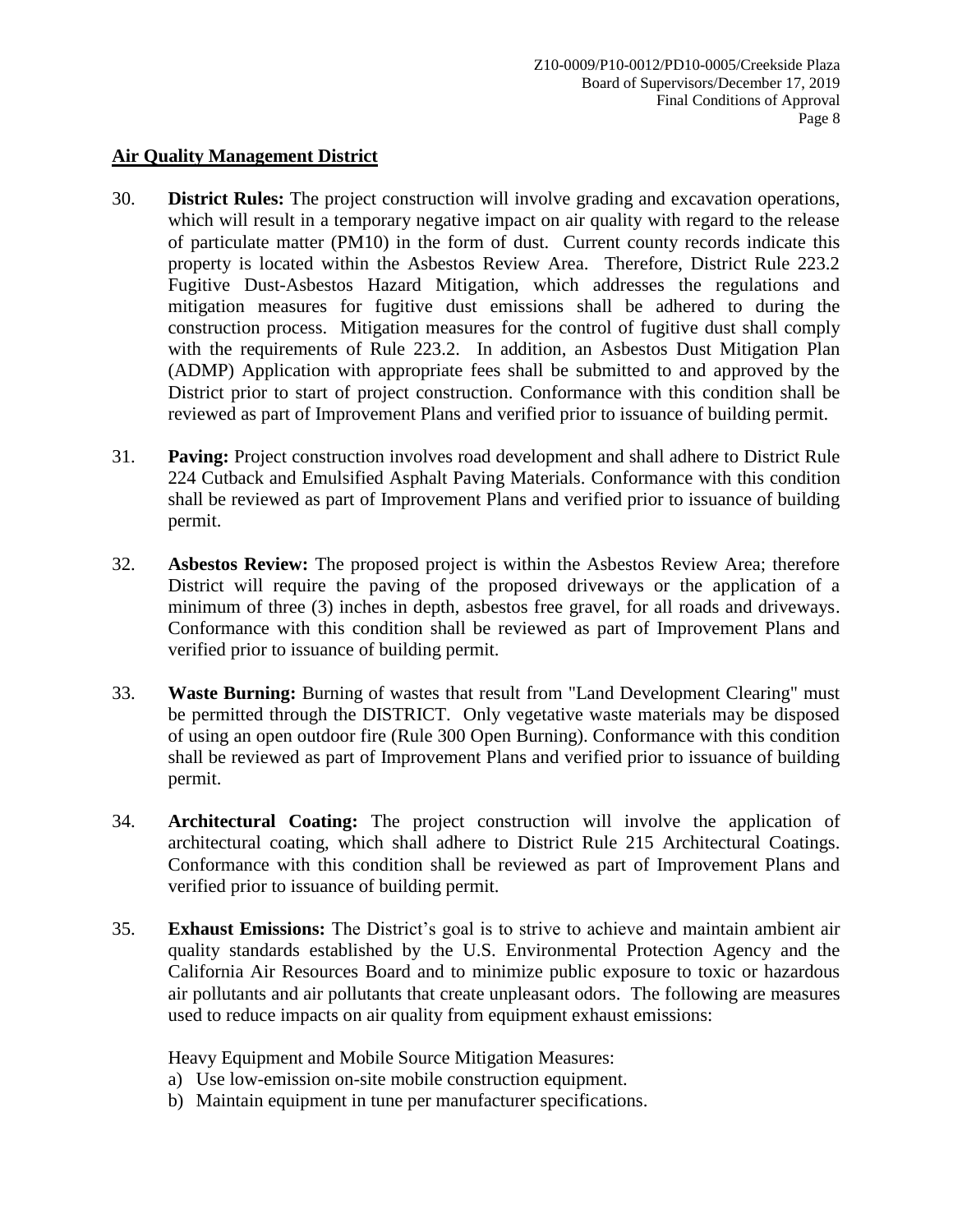## Air Quality Management District

30. **District Rules:** The project construction will involve grading and excavation operations, which will result in a temporary negative impact on air quality with regard to the release of particulate matter (PM10) in the form of dust. Current county records indicate this property is located within the Asbestos Review Area. Therefore, District Rule 223.2 Fugitive Dust-Asbestos Hazard Mitigation, which addresses the regulations and mitigation measures for fugitive dust emissions shall be adhered to during the construction process. Mitigation measures for the control of fugitive dust shall comply with the requirements of Rule 223.2. In addition, an Asbestos Dust Mitigation Plan (ADMP) Application with appropriate fees shall be submitted to and approved by the District prior to start of project construction. Conformance with this condition shall be reviewed as part of Improvement Plans and verified prior to issuance of building permit.

31. **Paving:** Project construction involves road development and shall adhere to District Rule 224 Cutback and Emulsified Asphalt Paving Materials. Conformance with this condition shall be reviewed as part of Improvement Plans and verified prior to issuance of building permit.

32. **Asbestos Review:** The proposed project is within the Asbestos Review Area; therefore District will require the paving of the proposed driveways or the application of a minimum of three (3) inches in depth, asbestos free gravel, for all roads and driveways. Conformance with this condition shall be reviewed as part of Improvement Plans and verified prior to issuance of building permit.

33. **Waste Burning:** Burning of wastes that result from "Land Development Clearing" must be permitted through the DISTRICT. Only vegetative waste materials may be disposed of using an open outdoor fire (Rule 300 Open Burning). Conformance with this condition shall be reviewed as part of Improvement Plans and verified prior to issuance of building permit.

34. **Architectural Coating:** The project construction will involve the application of architectural coating, which shall adhere to District Rule 215 Architectural Coatings. Conformance with this condition shall be reviewed as part of Improvement Plans and verified prior to issuance of building permit.

35. **Exhaust Emissions:** The District's goal is to strive to achieve and maintain ambient air quality standards established by the U.S. Environmental Protection Agency and the California Air Resources Board and to minimize public exposure to toxic or hazardous air pollutants and air pollutants that create unpleasant odors. The following are measures used to reduce impacts on air quality from equipment exhaust emissions:

    Heavy Equipment and Mobile Source Mitigation Measures:

    a) Use low-emission on-site mobile construction equipment.
    b) Maintain equipment in tune per manufacturer specifications.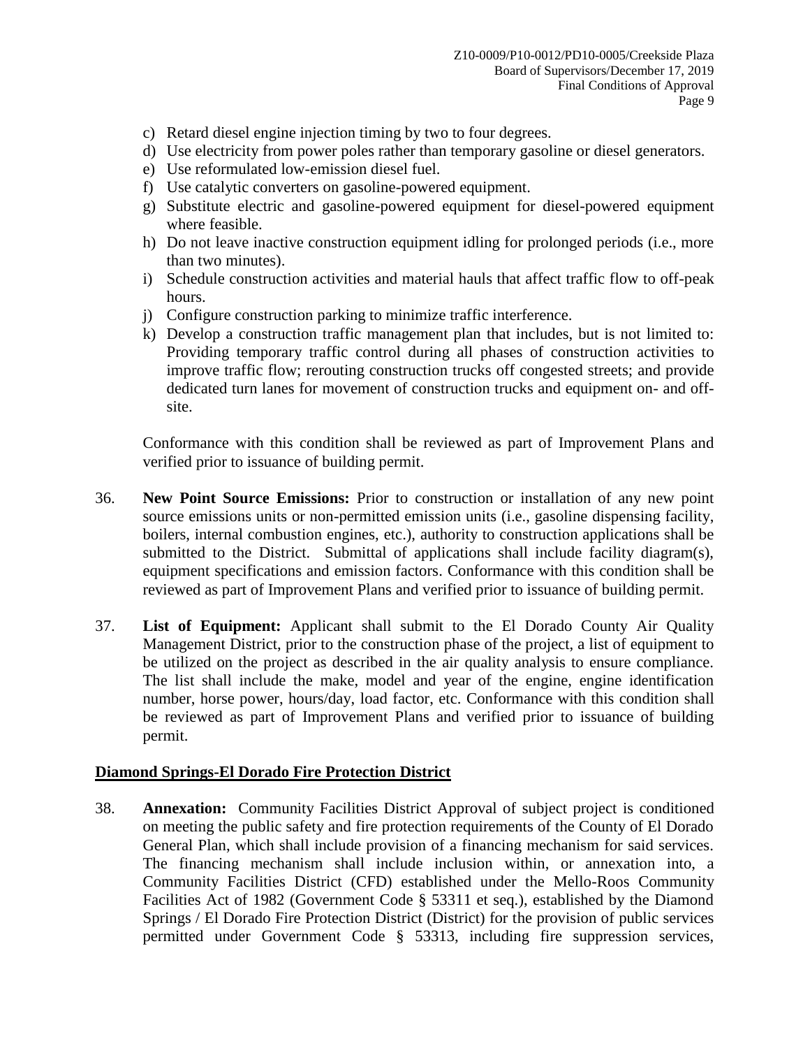c) Retard diesel engine injection timing by two to four degrees.
d) Use electricity from power poles rather than temporary gasoline or diesel generators.
e) Use reformulated low-emission diesel fuel.
f) Use catalytic converters on gasoline-powered equipment.
g) Substitute electric and gasoline-powered equipment for diesel-powered equipment where feasible.
h) Do not leave inactive construction equipment idling for prolonged periods (i.e., more than two minutes).
i) Schedule construction activities and material hauls that affect traffic flow to off-peak hours.
j) Configure construction parking to minimize traffic interference.
k) Develop a construction traffic management plan that includes, but is not limited to: Providing temporary traffic control during all phases of construction activities to improve traffic flow; rerouting construction trucks off congested streets; and provide dedicated turn lanes for movement of construction trucks and equipment on- and off-site.

Conformance with this condition shall be reviewed as part of Improvement Plans and verified prior to issuance of building permit.

36. **New Point Source Emissions:** Prior to construction or installation of any new point source emissions units or non-permitted emission units (i.e., gasoline dispensing facility, boilers, internal combustion engines, etc.), authority to construction applications shall be submitted to the District. Submittal of applications shall include facility diagram(s), equipment specifications and emission factors. Conformance with this condition shall be reviewed as part of Improvement Plans and verified prior to issuance of building permit.

37. **List of Equipment:** Applicant shall submit to the El Dorado County Air Quality Management District, prior to the construction phase of the project, a list of equipment to be utilized on the project as described in the air quality analysis to ensure compliance. The list shall include the make, model and year of the engine, engine identification number, horse power, hours/day, load factor, etc. Conformance with this condition shall be reviewed as part of Improvement Plans and verified prior to issuance of building permit.

## Diamond Springs-El Dorado Fire Protection District

38. **Annexation:** Community Facilities District Approval of subject project is conditioned on meeting the public safety and fire protection requirements of the County of El Dorado General Plan, which shall include provision of a financing mechanism for said services. The financing mechanism shall include inclusion within, or annexation into, a Community Facilities District (CFD) established under the Mello-Roos Community Facilities Act of 1982 (Government Code § 53311 et seq.), established by the Diamond Springs / El Dorado Fire Protection District (District) for the provision of public services permitted under Government Code § 53313, including fire suppression services,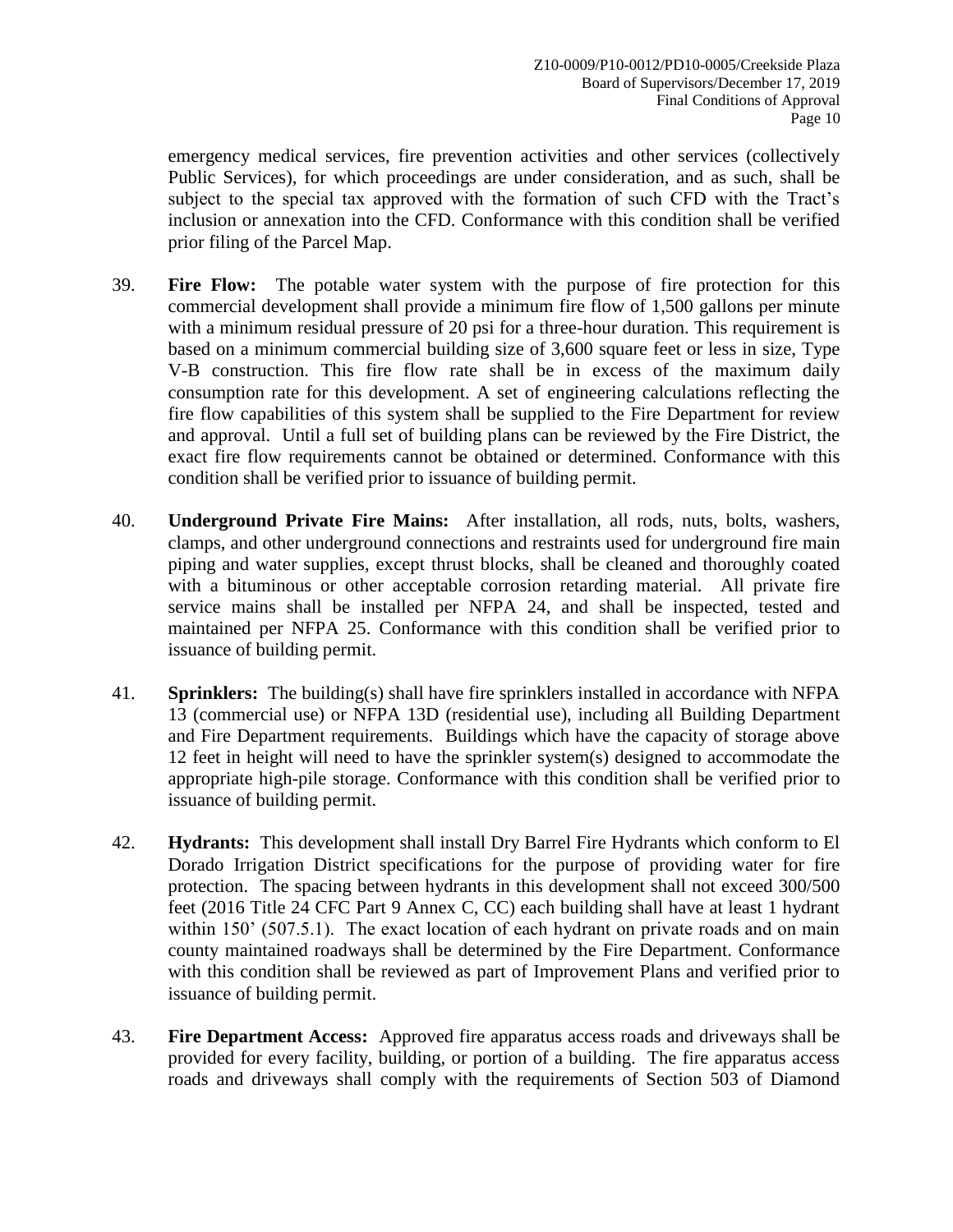emergency medical services, fire prevention activities and other services (collectively Public Services), for which proceedings are under consideration, and as such, shall be subject to the special tax approved with the formation of such CFD with the Tract's inclusion or annexation into the CFD. Conformance with this condition shall be verified prior filing of the Parcel Map.

39. **Fire Flow:** The potable water system with the purpose of fire protection for this commercial development shall provide a minimum fire flow of 1,500 gallons per minute with a minimum residual pressure of 20 psi for a three-hour duration. This requirement is based on a minimum commercial building size of 3,600 square feet or less in size, Type V-B construction. This fire flow rate shall be in excess of the maximum daily consumption rate for this development. A set of engineering calculations reflecting the fire flow capabilities of this system shall be supplied to the Fire Department for review and approval. Until a full set of building plans can be reviewed by the Fire District, the exact fire flow requirements cannot be obtained or determined. Conformance with this condition shall be verified prior to issuance of building permit.

40. **Underground Private Fire Mains:** After installation, all rods, nuts, bolts, washers, clamps, and other underground connections and restraints used for underground fire main piping and water supplies, except thrust blocks, shall be cleaned and thoroughly coated with a bituminous or other acceptable corrosion retarding material. All private fire service mains shall be installed per NFPA 24, and shall be inspected, tested and maintained per NFPA 25. Conformance with this condition shall be verified prior to issuance of building permit.

41. **Sprinklers:** The building(s) shall have fire sprinklers installed in accordance with NFPA 13 (commercial use) or NFPA 13D (residential use), including all Building Department and Fire Department requirements. Buildings which have the capacity of storage above 12 feet in height will need to have the sprinkler system(s) designed to accommodate the appropriate high-pile storage. Conformance with this condition shall be verified prior to issuance of building permit.

42. **Hydrants:** This development shall install Dry Barrel Fire Hydrants which conform to El Dorado Irrigation District specifications for the purpose of providing water for fire protection. The spacing between hydrants in this development shall not exceed 300/500 feet (2016 Title 24 CFC Part 9 Annex C, CC) each building shall have at least 1 hydrant within 150' (507.5.1). The exact location of each hydrant on private roads and on main county maintained roadways shall be determined by the Fire Department. Conformance with this condition shall be reviewed as part of Improvement Plans and verified prior to issuance of building permit.

43. **Fire Department Access:** Approved fire apparatus access roads and driveways shall be provided for every facility, building, or portion of a building. The fire apparatus access roads and driveways shall comply with the requirements of Section 503 of Diamond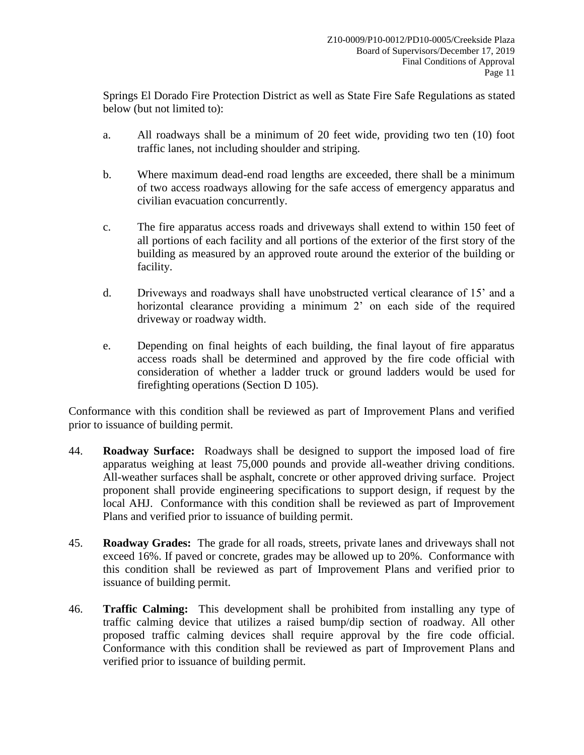Springs El Dorado Fire Protection District as well as State Fire Safe Regulations as stated below (but not limited to):

a. All roadways shall be a minimum of 20 feet wide, providing two ten (10) foot traffic lanes, not including shoulder and striping.

b. Where maximum dead-end road lengths are exceeded, there shall be a minimum of two access roadways allowing for the safe access of emergency apparatus and civilian evacuation concurrently.

c. The fire apparatus access roads and driveways shall extend to within 150 feet of all portions of each facility and all portions of the exterior of the first story of the building as measured by an approved route around the exterior of the building or facility.

d. Driveways and roadways shall have unobstructed vertical clearance of 15' and a horizontal clearance providing a minimum 2' on each side of the required driveway or roadway width.

e. Depending on final heights of each building, the final layout of fire apparatus access roads shall be determined and approved by the fire code official with consideration of whether a ladder truck or ground ladders would be used for firefighting operations (Section D 105).

Conformance with this condition shall be reviewed as part of Improvement Plans and verified prior to issuance of building permit.

44. **Roadway Surface:** Roadways shall be designed to support the imposed load of fire apparatus weighing at least 75,000 pounds and provide all-weather driving conditions. All-weather surfaces shall be asphalt, concrete or other approved driving surface. Project proponent shall provide engineering specifications to support design, if request by the local AHJ. Conformance with this condition shall be reviewed as part of Improvement Plans and verified prior to issuance of building permit.

45. **Roadway Grades:** The grade for all roads, streets, private lanes and driveways shall not exceed 16%. If paved or concrete, grades may be allowed up to 20%. Conformance with this condition shall be reviewed as part of Improvement Plans and verified prior to issuance of building permit.

46. **Traffic Calming:** This development shall be prohibited from installing any type of traffic calming device that utilizes a raised bump/dip section of roadway. All other proposed traffic calming devices shall require approval by the fire code official. Conformance with this condition shall be reviewed as part of Improvement Plans and verified prior to issuance of building permit.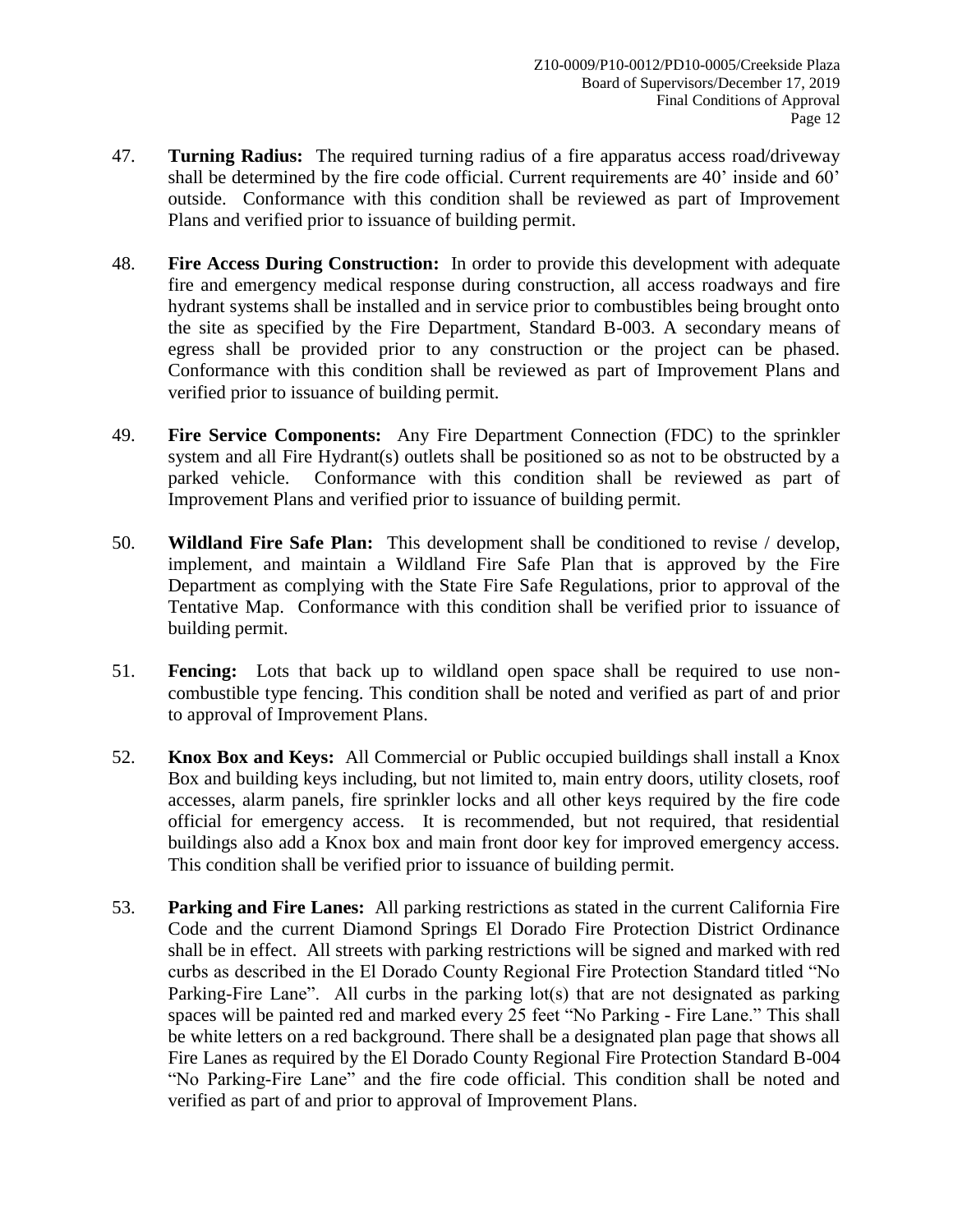47. **Turning Radius:** The required turning radius of a fire apparatus access road/driveway shall be determined by the fire code official. Current requirements are 40' inside and 60' outside. Conformance with this condition shall be reviewed as part of Improvement Plans and verified prior to issuance of building permit.

48. **Fire Access During Construction:** In order to provide this development with adequate fire and emergency medical response during construction, all access roadways and fire hydrant systems shall be installed and in service prior to combustibles being brought onto the site as specified by the Fire Department, Standard B-003. A secondary means of egress shall be provided prior to any construction or the project can be phased. Conformance with this condition shall be reviewed as part of Improvement Plans and verified prior to issuance of building permit.

49. **Fire Service Components:** Any Fire Department Connection (FDC) to the sprinkler system and all Fire Hydrant(s) outlets shall be positioned so as not to be obstructed by a parked vehicle. Conformance with this condition shall be reviewed as part of Improvement Plans and verified prior to issuance of building permit.

50. **Wildland Fire Safe Plan:** This development shall be conditioned to revise / develop, implement, and maintain a Wildland Fire Safe Plan that is approved by the Fire Department as complying with the State Fire Safe Regulations, prior to approval of the Tentative Map. Conformance with this condition shall be verified prior to issuance of building permit.

51. **Fencing:** Lots that back up to wildland open space shall be required to use non-combustible type fencing. This condition shall be noted and verified as part of and prior to approval of Improvement Plans.

52. **Knox Box and Keys:** All Commercial or Public occupied buildings shall install a Knox Box and building keys including, but not limited to, main entry doors, utility closets, roof accesses, alarm panels, fire sprinkler locks and all other keys required by the fire code official for emergency access. It is recommended, but not required, that residential buildings also add a Knox box and main front door key for improved emergency access. This condition shall be verified prior to issuance of building permit.

53. **Parking and Fire Lanes:** All parking restrictions as stated in the current California Fire Code and the current Diamond Springs El Dorado Fire Protection District Ordinance shall be in effect. All streets with parking restrictions will be signed and marked with red curbs as described in the El Dorado County Regional Fire Protection Standard titled "No Parking-Fire Lane". All curbs in the parking lot(s) that are not designated as parking spaces will be painted red and marked every 25 feet "No Parking - Fire Lane." This shall be white letters on a red background. There shall be a designated plan page that shows all Fire Lanes as required by the El Dorado County Regional Fire Protection Standard B-004 "No Parking-Fire Lane" and the fire code official. This condition shall be noted and verified as part of and prior to approval of Improvement Plans.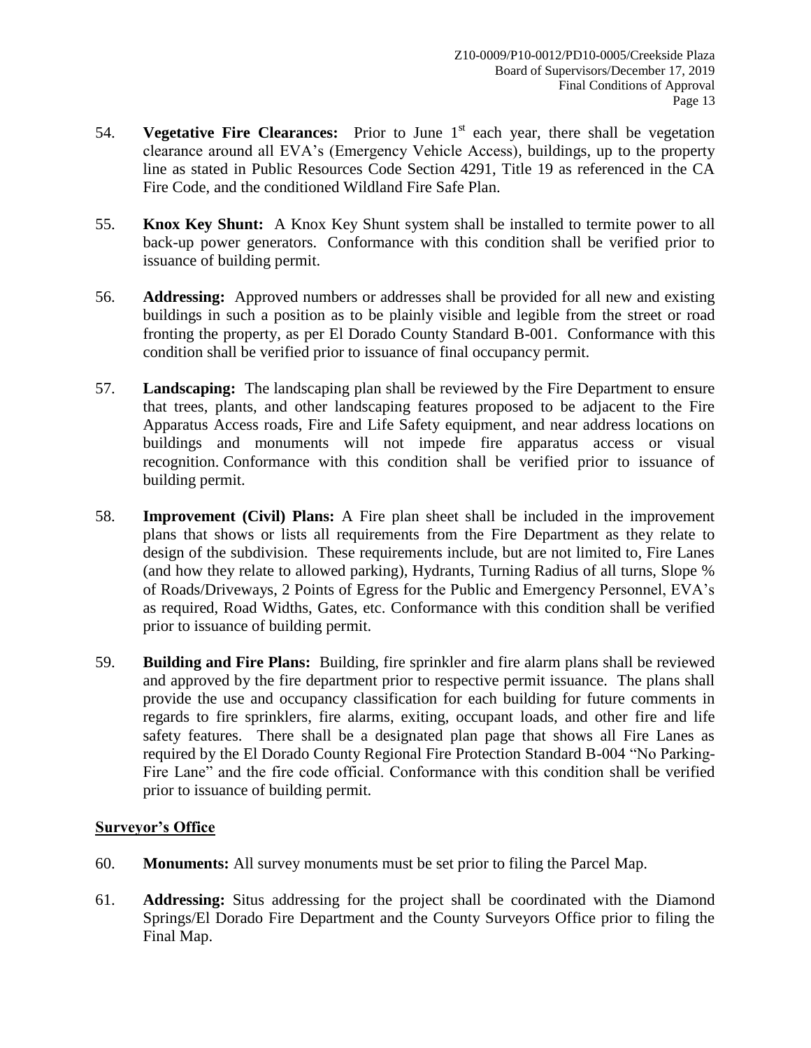54. **Vegetative Fire Clearances:** Prior to June 1st each year, there shall be vegetation clearance around all EVA's (Emergency Vehicle Access), buildings, up to the property line as stated in Public Resources Code Section 4291, Title 19 as referenced in the CA Fire Code, and the conditioned Wildland Fire Safe Plan.

55. **Knox Key Shunt:** A Knox Key Shunt system shall be installed to termite power to all back-up power generators. Conformance with this condition shall be verified prior to issuance of building permit.

56. **Addressing:** Approved numbers or addresses shall be provided for all new and existing buildings in such a position as to be plainly visible and legible from the street or road fronting the property, as per El Dorado County Standard B-001. Conformance with this condition shall be verified prior to issuance of final occupancy permit.

57. **Landscaping:** The landscaping plan shall be reviewed by the Fire Department to ensure that trees, plants, and other landscaping features proposed to be adjacent to the Fire Apparatus Access roads, Fire and Life Safety equipment, and near address locations on buildings and monuments will not impede fire apparatus access or visual recognition. Conformance with this condition shall be verified prior to issuance of building permit.

58. **Improvement (Civil) Plans:** A Fire plan sheet shall be included in the improvement plans that shows or lists all requirements from the Fire Department as they relate to design of the subdivision. These requirements include, but are not limited to, Fire Lanes (and how they relate to allowed parking), Hydrants, Turning Radius of all turns, Slope % of Roads/Driveways, 2 Points of Egress for the Public and Emergency Personnel, EVA's as required, Road Widths, Gates, etc. Conformance with this condition shall be verified prior to issuance of building permit.

59. **Building and Fire Plans:** Building, fire sprinkler and fire alarm plans shall be reviewed and approved by the fire department prior to respective permit issuance. The plans shall provide the use and occupancy classification for each building for future comments in regards to fire sprinklers, fire alarms, exiting, occupant loads, and other fire and life safety features. There shall be a designated plan page that shows all Fire Lanes as required by the El Dorado County Regional Fire Protection Standard B-004 "No Parking-Fire Lane" and the fire code official. Conformance with this condition shall be verified prior to issuance of building permit.

**Surveyor's Office**

60. **Monuments:** All survey monuments must be set prior to filing the Parcel Map.

61. **Addressing:** Situs addressing for the project shall be coordinated with the Diamond Springs/El Dorado Fire Department and the County Surveyors Office prior to filing the Final Map.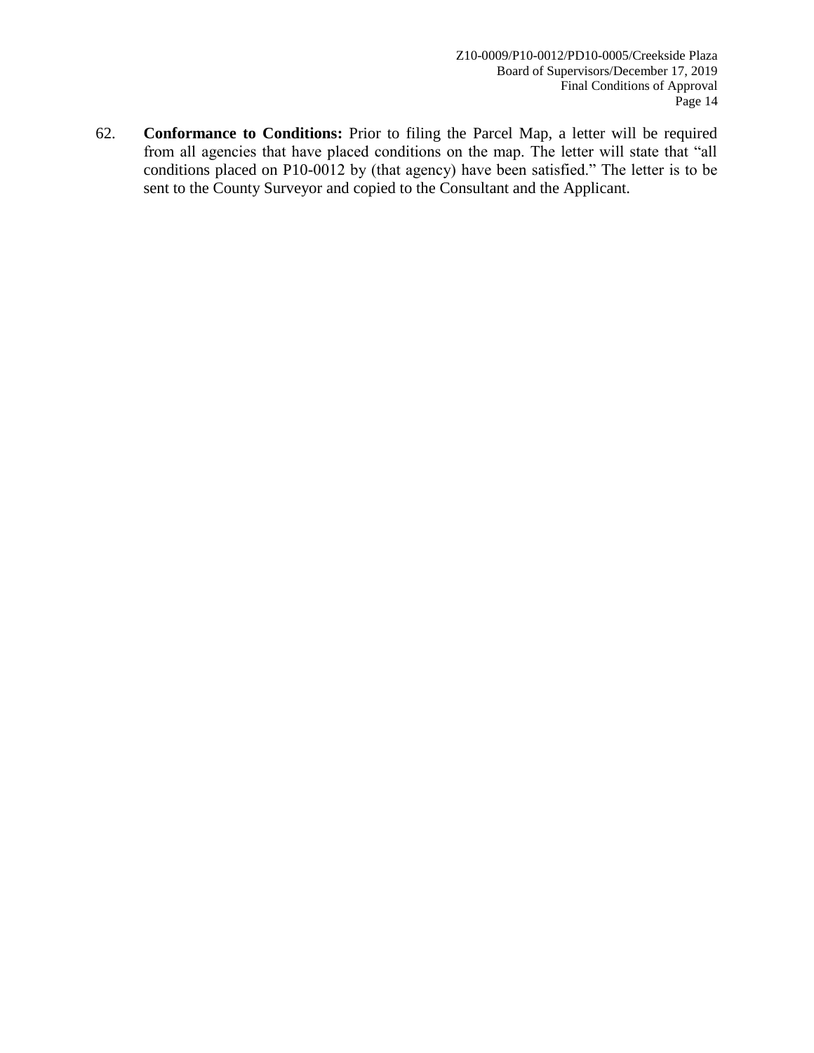62. **Conformance to Conditions:** Prior to filing the Parcel Map, a letter will be required from all agencies that have placed conditions on the map. The letter will state that "all conditions placed on P10-0012 by (that agency) have been satisfied." The letter is to be sent to the County Surveyor and copied to the Consultant and the Applicant.